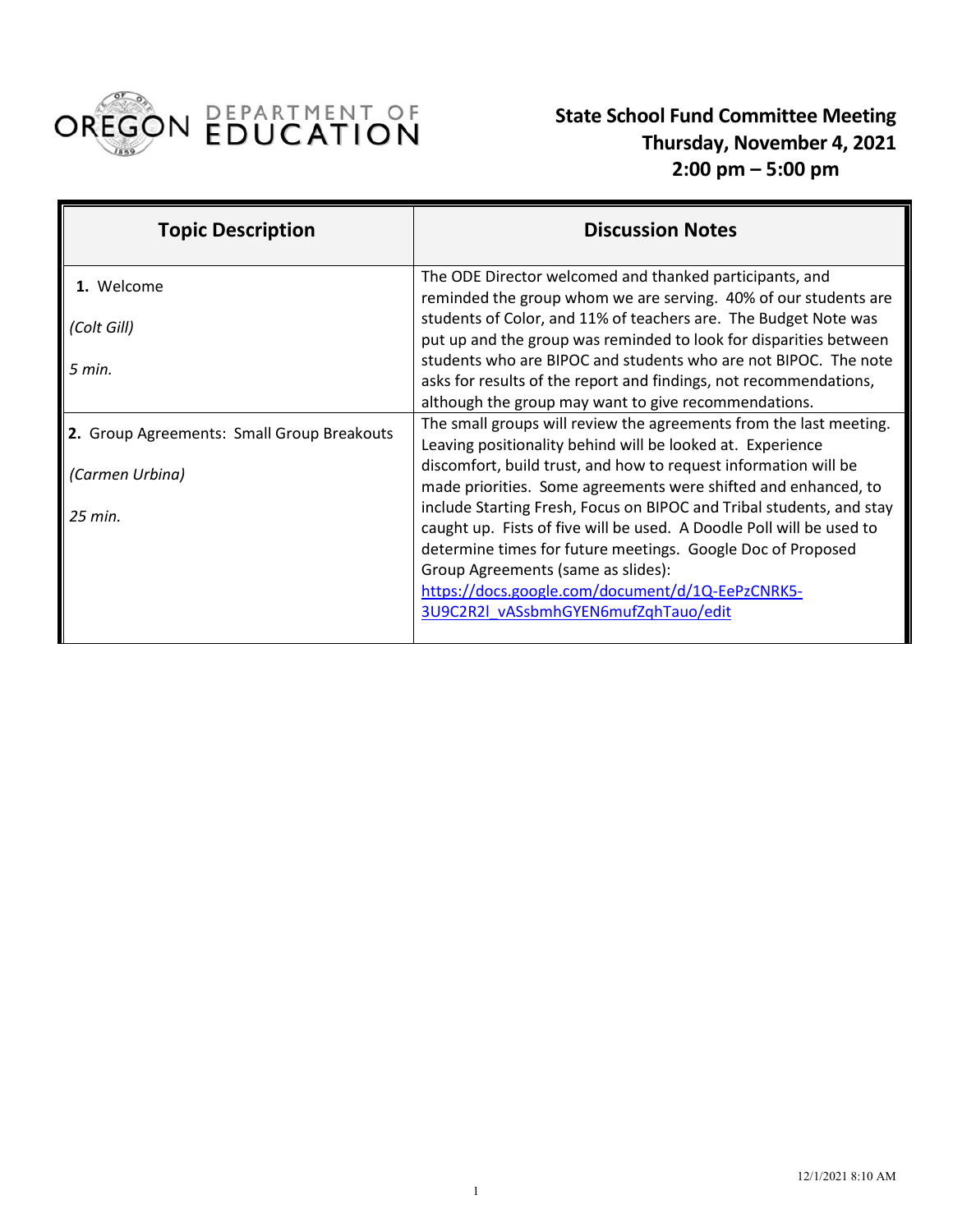OREGON DEPARTMENT OF EDUCATION

# State School Fund Committee Meeting
## Thursday, November 4, 2021
## 2:00 pm – 5:00 pm

| Topic Description | Discussion Notes |
|---|---|
| **1.** Welcome<br><br>*(Colt Gill)*<br><br>*5 min.* | The ODE Director welcomed and thanked participants, and reminded the group whom we are serving. 40% of our students are students of Color, and 11% of teachers are. The Budget Note was put up and the group was reminded to look for disparities between students who are BIPOC and students who are not BIPOC. The note asks for results of the report and findings, not recommendations, although the group may want to give recommendations. |
| **2.** Group Agreements: Small Group Breakouts<br><br>*(Carmen Urbina)*<br><br>*25 min.* | The small groups will review the agreements from the last meeting. Leaving positionality behind will be looked at. Experience discomfort, build trust, and how to request information will be made priorities. Some agreements were shifted and enhanced, to include Starting Fresh, Focus on BIPOC and Tribal students, and stay caught up. Fists of five will be used. A Doodle Poll will be used to determine times for future meetings. Google Doc of Proposed Group Agreements (same as slides): https://docs.google.com/document/d/1Q-EePzCNRK5-3U9C2R2l_vASsbmhGYEN6mufZqhTauo/edit |

12/1/2021 8:10 AM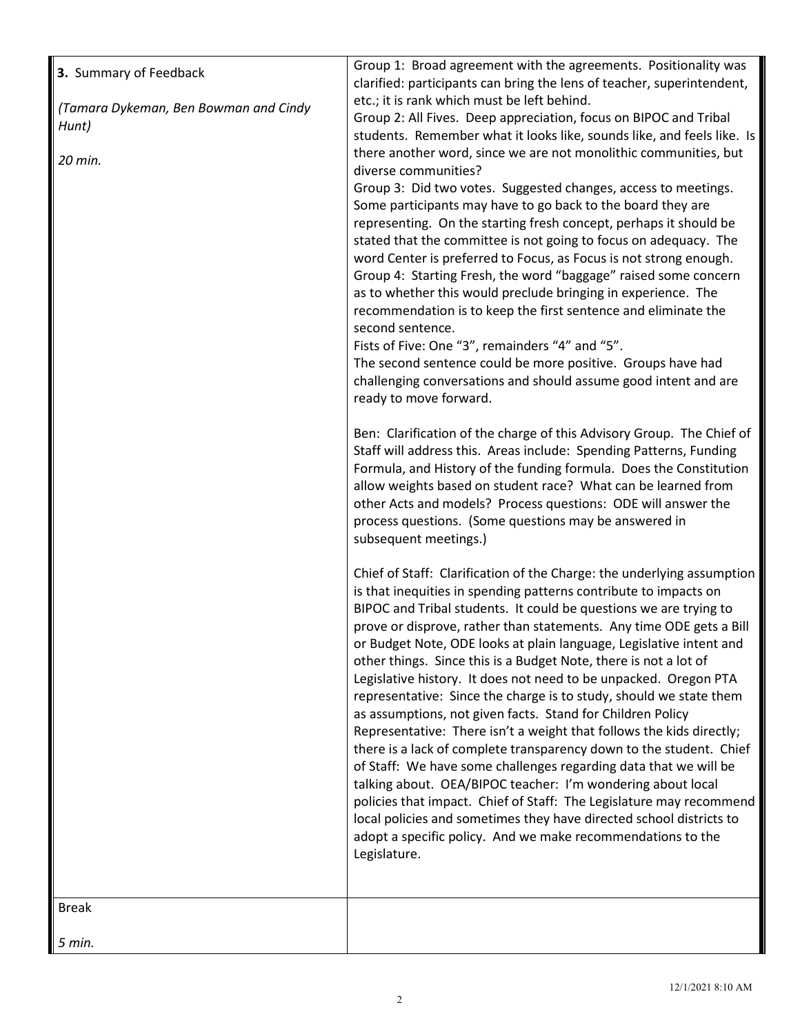| | |
|---|---|
| **3.** Summary of Feedback<br><br>*(Tamara Dykeman, Ben Bowman and Cindy Hunt)*<br><br>*20 min.* | Group 1: Broad agreement with the agreements. Positionality was clarified: participants can bring the lens of teacher, superintendent, etc.; it is rank which must be left behind.<br>Group 2: All Fives. Deep appreciation, focus on BIPOC and Tribal students. Remember what it looks like, sounds like, and feels like. Is there another word, since we are not monolithic communities, but diverse communities?<br>Group 3: Did two votes. Suggested changes, access to meetings. Some participants may have to go back to the board they are representing. On the starting fresh concept, perhaps it should be stated that the committee is not going to focus on adequacy. The word Center is preferred to Focus, as Focus is not strong enough.<br>Group 4: Starting Fresh, the word "baggage" raised some concern as to whether this would preclude bringing in experience. The recommendation is to keep the first sentence and eliminate the second sentence.<br>Fists of Five: One "3", remainders "4" and "5".<br>The second sentence could be more positive. Groups have had challenging conversations and should assume good intent and are ready to move forward.<br><br>Ben: Clarification of the charge of this Advisory Group. The Chief of Staff will address this. Areas include: Spending Patterns, Funding Formula, and History of the funding formula. Does the Constitution allow weights based on student race? What can be learned from other Acts and models? Process questions: ODE will answer the process questions. (Some questions may be answered in subsequent meetings.)<br><br>Chief of Staff: Clarification of the Charge: the underlying assumption is that inequities in spending patterns contribute to impacts on BIPOC and Tribal students. It could be questions we are trying to prove or disprove, rather than statements. Any time ODE gets a Bill or Budget Note, ODE looks at plain language, Legislative intent and other things. Since this is a Budget Note, there is not a lot of Legislative history. It does not need to be unpacked. Oregon PTA representative: Since the charge is to study, should we state them as assumptions, not given facts. Stand for Children Policy Representative: There isn't a weight that follows the kids directly; there is a lack of complete transparency down to the student. Chief of Staff: We have some challenges regarding data that we will be talking about. OEA/BIPOC teacher: I'm wondering about local policies that impact. Chief of Staff: The Legislature may recommend local policies and sometimes they have directed school districts to adopt a specific policy. And we make recommendations to the Legislature. |
| Break<br><br>*5 min.* | |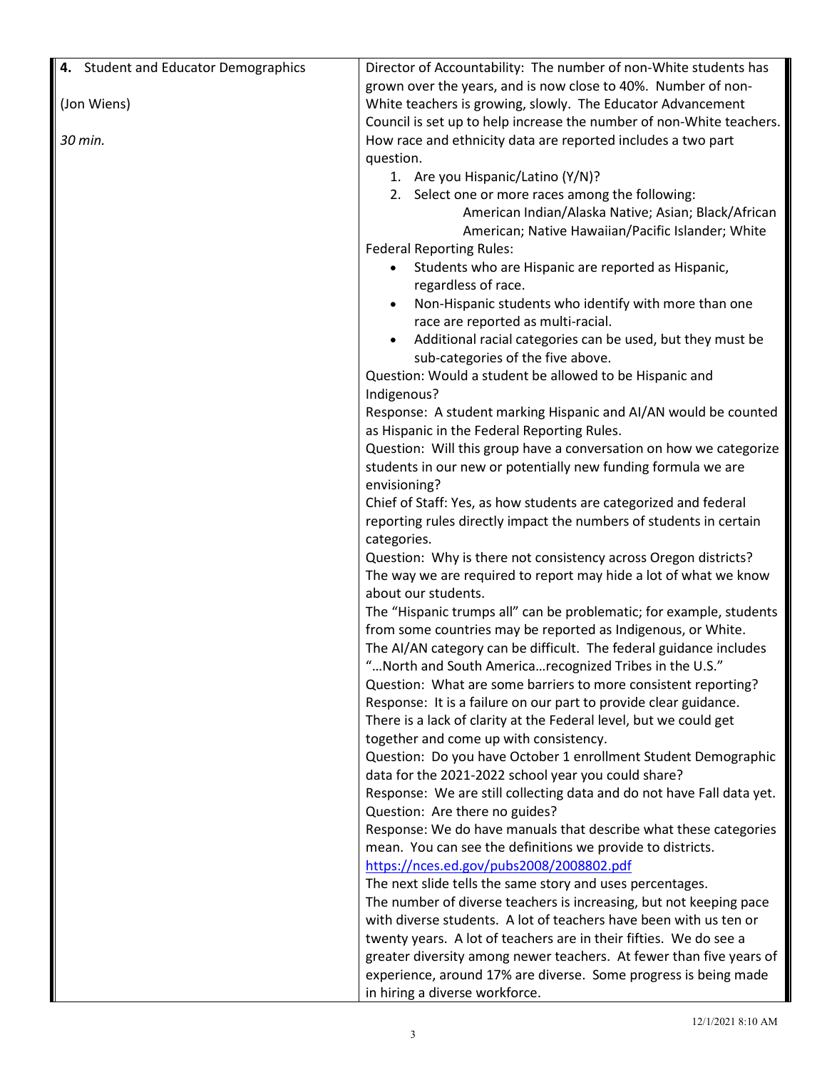| 4. Student and Educator Demographics<br><br>(Jon Wiens)<br><br>*30 min.* | Director of Accountability: The number of non-White students has grown over the years, and is now close to 40%. Number of non-White teachers is growing, slowly. The Educator Advancement Council is set up to help increase the number of non-White teachers. How race and ethnicity data are reported includes a two part question.<br>1. Are you Hispanic/Latino (Y/N)?<br>2. Select one or more races among the following: American Indian/Alaska Native; Asian; Black/African American; Native Hawaiian/Pacific Islander; White<br><br>Federal Reporting Rules:<br>• Students who are Hispanic are reported as Hispanic, regardless of race.<br>• Non-Hispanic students who identify with more than one race are reported as multi-racial.<br>• Additional racial categories can be used, but they must be sub-categories of the five above.<br><br>Question: Would a student be allowed to be Hispanic and Indigenous?<br>Response: A student marking Hispanic and AI/AN would be counted as Hispanic in the Federal Reporting Rules.<br>Question: Will this group have a conversation on how we categorize students in our new or potentially new funding formula we are envisioning?<br>Chief of Staff: Yes, as how students are categorized and federal reporting rules directly impact the numbers of students in certain categories.<br>Question: Why is there not consistency across Oregon districts? The way we are required to report may hide a lot of what we know about our students.<br>The "Hispanic trumps all" can be problematic; for example, students from some countries may be reported as Indigenous, or White.<br>The AI/AN category can be difficult. The federal guidance includes "…North and South America…recognized Tribes in the U.S."<br>Question: What are some barriers to more consistent reporting?<br>Response: It is a failure on our part to provide clear guidance. There is a lack of clarity at the Federal level, but we could get together and come up with consistency.<br>Question: Do you have October 1 enrollment Student Demographic data for the 2021-2022 school year you could share?<br>Response: We are still collecting data and do not have Fall data yet.<br>Question: Are there no guides?<br>Response: We do have manuals that describe what these categories mean. You can see the definitions we provide to districts.<br>https://nces.ed.gov/pubs2008/2008802.pdf<br>The next slide tells the same story and uses percentages.<br>The number of diverse teachers is increasing, but not keeping pace with diverse students. A lot of teachers have been with us ten or twenty years. A lot of teachers are in their fifties. We do see a greater diversity among newer teachers. At fewer than five years of experience, around 17% are diverse. Some progress is being made in hiring a diverse workforce. |
|---|---|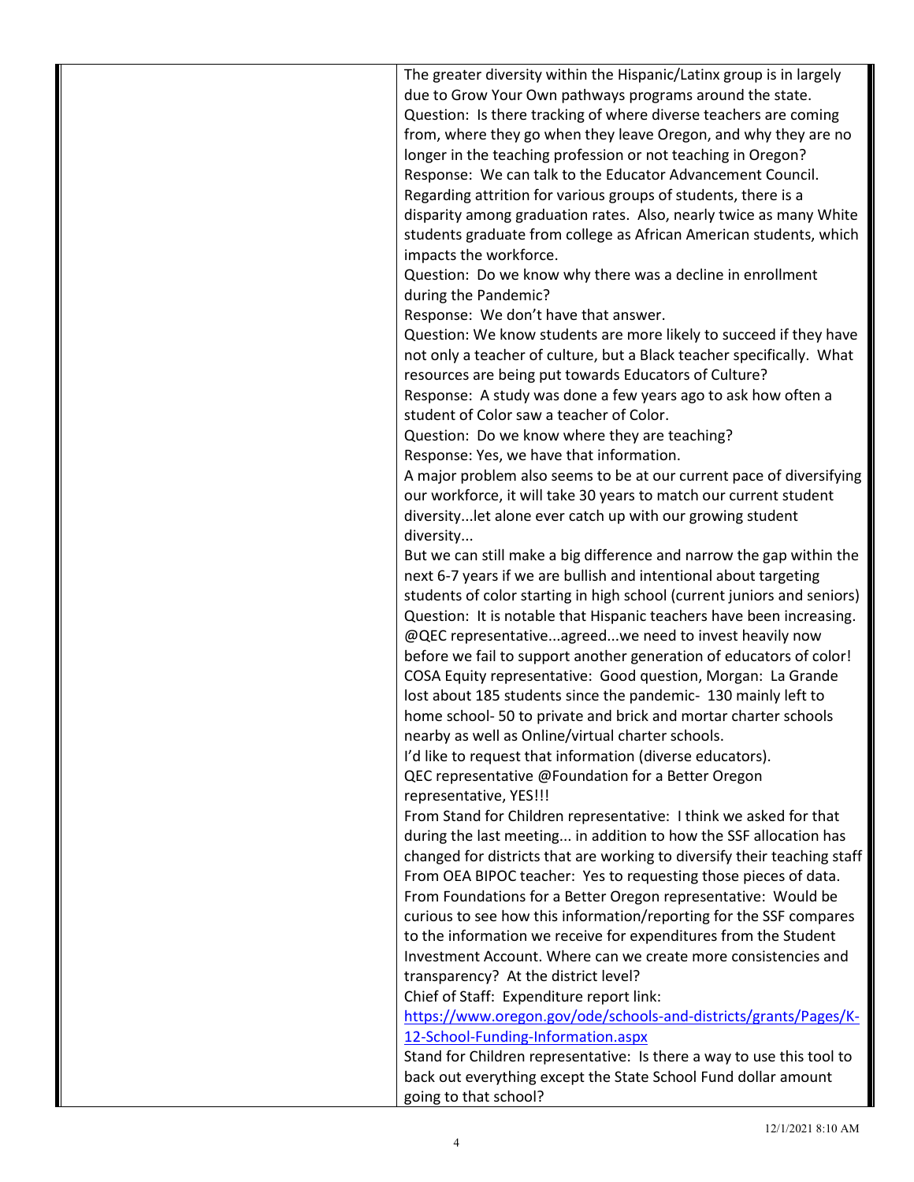| | |
|---|---|
| | The greater diversity within the Hispanic/Latinx group is in largely due to Grow Your Own pathways programs around the state.<br>Question: Is there tracking of where diverse teachers are coming from, where they go when they leave Oregon, and why they are no longer in the teaching profession or not teaching in Oregon?<br>Response: We can talk to the Educator Advancement Council. Regarding attrition for various groups of students, there is a disparity among graduation rates. Also, nearly twice as many White students graduate from college as African American students, which impacts the workforce.<br>Question: Do we know why there was a decline in enrollment during the Pandemic?<br>Response: We don't have that answer.<br>Question: We know students are more likely to succeed if they have not only a teacher of culture, but a Black teacher specifically. What resources are being put towards Educators of Culture?<br>Response: A study was done a few years ago to ask how often a student of Color saw a teacher of Color.<br>Question: Do we know where they are teaching?<br>Response: Yes, we have that information.<br>A major problem also seems to be at our current pace of diversifying our workforce, it will take 30 years to match our current student diversity...let alone ever catch up with our growing student diversity...<br>But we can still make a big difference and narrow the gap within the next 6-7 years if we are bullish and intentional about targeting students of color starting in high school (current juniors and seniors)<br>Question: It is notable that Hispanic teachers have been increasing.<br>@QEC representative...agreed...we need to invest heavily now before we fail to support another generation of educators of color!<br>COSA Equity representative: Good question, Morgan: La Grande lost about 185 students since the pandemic- 130 mainly left to home school- 50 to private and brick and mortar charter schools nearby as well as Online/virtual charter schools.<br>I'd like to request that information (diverse educators).<br>QEC representative @Foundation for a Better Oregon representative, YES!!!<br>From Stand for Children representative: I think we asked for that during the last meeting... in addition to how the SSF allocation has changed for districts that are working to diversify their teaching staff<br>From OEA BIPOC teacher: Yes to requesting those pieces of data.<br>From Foundations for a Better Oregon representative: Would be curious to see how this information/reporting for the SSF compares to the information we receive for expenditures from the Student Investment Account. Where can we create more consistencies and transparency? At the district level?<br>Chief of Staff: Expenditure report link: [https://www.oregon.gov/ode/schools-and-districts/grants/Pages/K-12-School-Funding-Information.aspx](https://www.oregon.gov/ode/schools-and-districts/grants/Pages/K-12-School-Funding-Information.aspx)<br>Stand for Children representative: Is there a way to use this tool to back out everything except the State School Fund dollar amount going to that school? |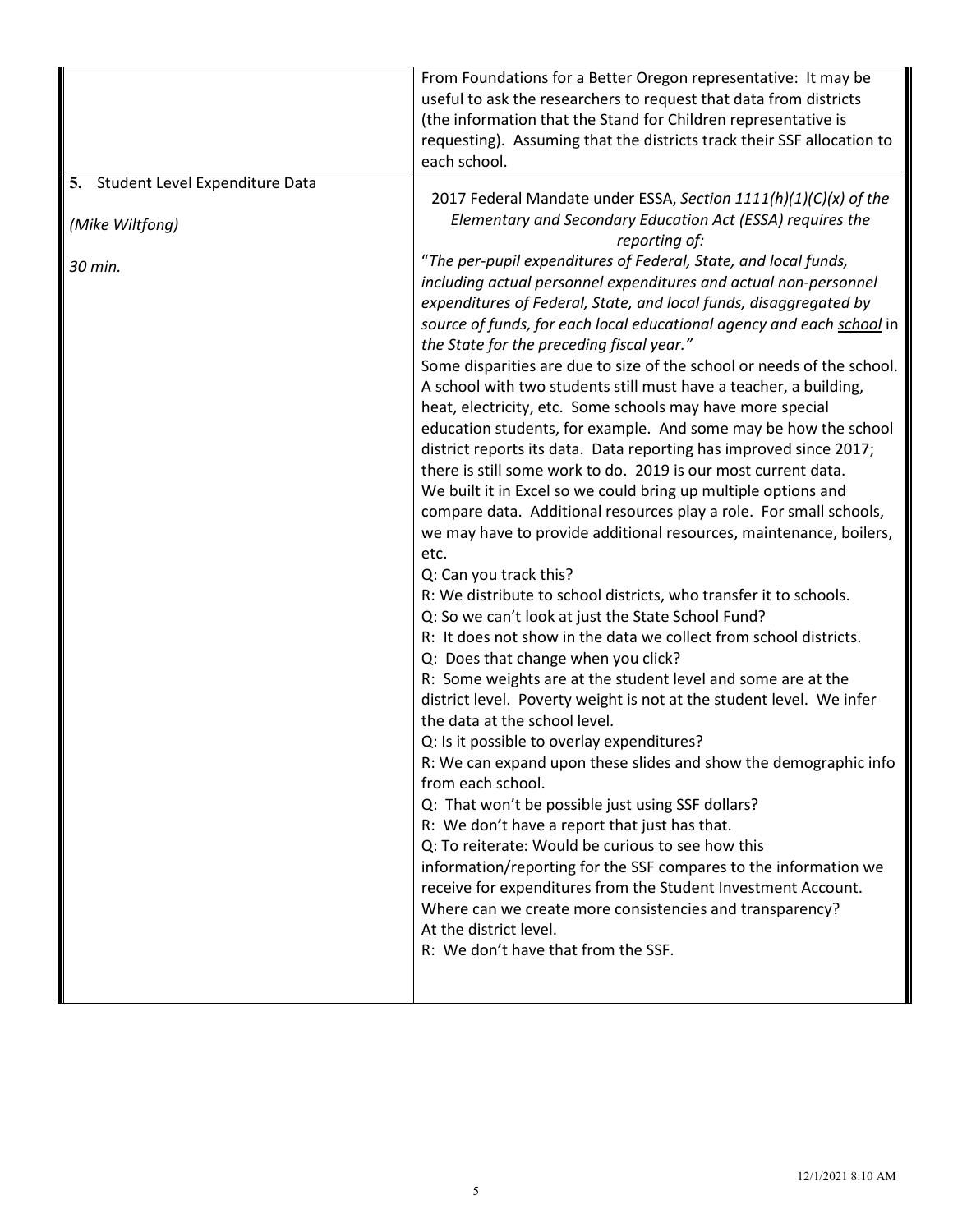| | |
|---|---|
| | From Foundations for a Better Oregon representative: It may be useful to ask the researchers to request that data from districts (the information that the Stand for Children representative is requesting). Assuming that the districts track their SSF allocation to each school. |
| **5.** Student Level Expenditure Data<br><br>*(Mike Wiltfong)*<br><br>*30 min.* | 2017 Federal Mandate under ESSA, *Section 1111(h)(1)(C)(x) of the Elementary and Secondary Education Act (ESSA) requires the reporting of:*<br>"*The per-pupil expenditures of Federal, State, and local funds, including actual personnel expenditures and actual non-personnel expenditures of Federal, State, and local funds, disaggregated by source of funds, for each local educational agency and each <u>school</u> in the State for the preceding fiscal year.*"<br>Some disparities are due to size of the school or needs of the school. A school with two students still must have a teacher, a building, heat, electricity, etc. Some schools may have more special education students, for example. And some may be how the school district reports its data. Data reporting has improved since 2017; there is still some work to do. 2019 is our most current data.<br>We built it in Excel so we could bring up multiple options and compare data. Additional resources play a role. For small schools, we may have to provide additional resources, maintenance, boilers, etc.<br>Q: Can you track this?<br>R: We distribute to school districts, who transfer it to schools.<br>Q: So we can't look at just the State School Fund?<br>R: It does not show in the data we collect from school districts.<br>Q: Does that change when you click?<br>R: Some weights are at the student level and some are at the district level. Poverty weight is not at the student level. We infer the data at the school level.<br>Q: Is it possible to overlay expenditures?<br>R: We can expand upon these slides and show the demographic info from each school.<br>Q: That won't be possible just using SSF dollars?<br>R: We don't have a report that just has that.<br>Q: To reiterate: Would be curious to see how this information/reporting for the SSF compares to the information we receive for expenditures from the Student Investment Account. Where can we create more consistencies and transparency? At the district level.<br>R: We don't have that from the SSF. |

12/1/2021 8:10 AM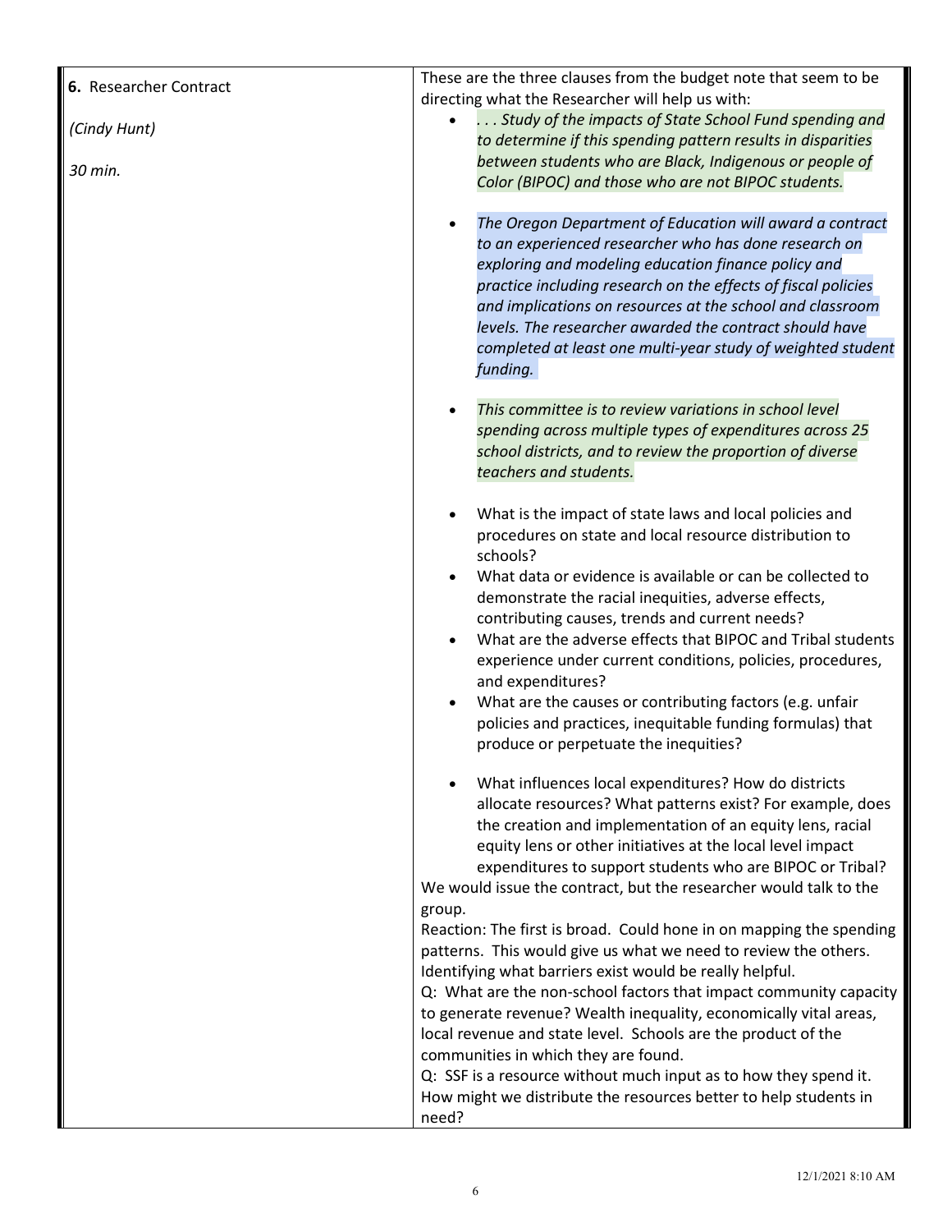| | |
|---|---|
| **6.** Researcher Contract<br><br>*(Cindy Hunt)*<br><br>*30 min.* | These are the three clauses from the budget note that seem to be directing what the Researcher will help us with:<br>• *. . . Study of the impacts of State School Fund spending and to determine if this spending pattern results in disparities between students who are Black, Indigenous or people of Color (BIPOC) and those who are not BIPOC students.*<br>• *The Oregon Department of Education will award a contract to an experienced researcher who has done research on exploring and modeling education finance policy and practice including research on the effects of fiscal policies and implications on resources at the school and classroom levels. The researcher awarded the contract should have completed at least one multi-year study of weighted student funding.*<br>• *This committee is to review variations in school level spending across multiple types of expenditures across 25 school districts, and to review the proportion of diverse teachers and students.*<br>• What is the impact of state laws and local policies and procedures on state and local resource distribution to schools?<br>• What data or evidence is available or can be collected to demonstrate the racial inequities, adverse effects, contributing causes, trends and current needs?<br>• What are the adverse effects that BIPOC and Tribal students experience under current conditions, policies, procedures, and expenditures?<br>• What are the causes or contributing factors (e.g. unfair policies and practices, inequitable funding formulas) that produce or perpetuate the inequities?<br>• What influences local expenditures? How do districts allocate resources? What patterns exist? For example, does the creation and implementation of an equity lens, racial equity lens or other initiatives at the local level impact expenditures to support students who are BIPOC or Tribal?<br><br>We would issue the contract, but the researcher would talk to the group.<br>Reaction: The first is broad. Could hone in on mapping the spending patterns. This would give us what we need to review the others. Identifying what barriers exist would be really helpful.<br>Q: What are the non-school factors that impact community capacity to generate revenue? Wealth inequality, economically vital areas, local revenue and state level. Schools are the product of the communities in which they are found.<br>Q: SSF is a resource without much input as to how they spend it. How might we distribute the resources better to help students in need? |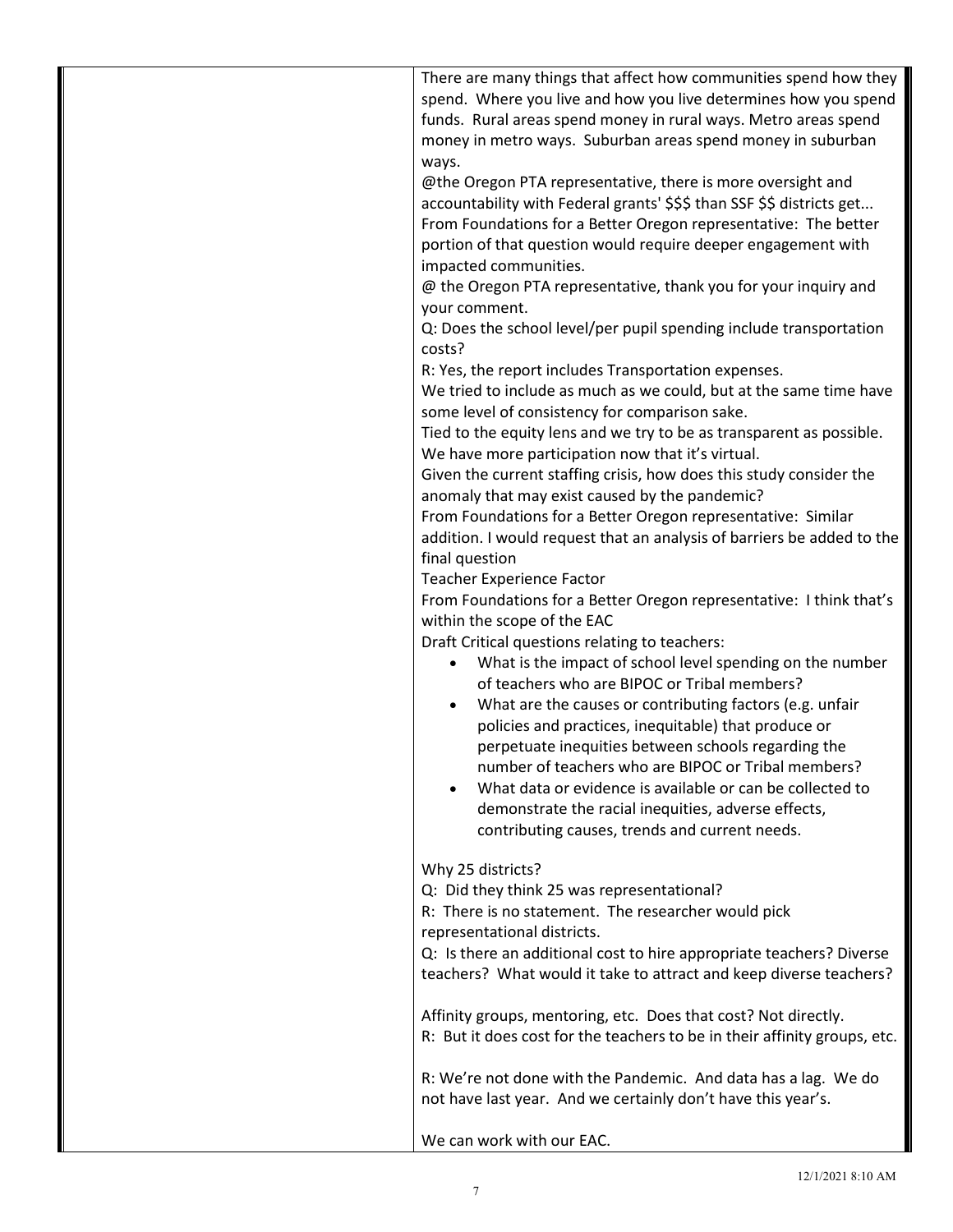| | |
|---|---|
| | There are many things that affect how communities spend how they spend. Where you live and how you live determines how you spend funds. Rural areas spend money in rural ways. Metro areas spend money in metro ways. Suburban areas spend money in suburban ways.<br>@the Oregon PTA representative, there is more oversight and accountability with Federal grants' $$$ than SSF $$ districts get...<br>From Foundations for a Better Oregon representative: The better portion of that question would require deeper engagement with impacted communities.<br>@ the Oregon PTA representative, thank you for your inquiry and your comment.<br>Q: Does the school level/per pupil spending include transportation costs?<br>R: Yes, the report includes Transportation expenses.<br>We tried to include as much as we could, but at the same time have some level of consistency for comparison sake.<br>Tied to the equity lens and we try to be as transparent as possible.<br>We have more participation now that it's virtual.<br>Given the current staffing crisis, how does this study consider the anomaly that may exist caused by the pandemic?<br>From Foundations for a Better Oregon representative: Similar addition. I would request that an analysis of barriers be added to the final question<br>Teacher Experience Factor<br>From Foundations for a Better Oregon representative: I think that's within the scope of the EAC<br>Draft Critical questions relating to teachers:<br>• What is the impact of school level spending on the number of teachers who are BIPOC or Tribal members?<br>• What are the causes or contributing factors (e.g. unfair policies and practices, inequitable) that produce or perpetuate inequities between schools regarding the number of teachers who are BIPOC or Tribal members?<br>• What data or evidence is available or can be collected to demonstrate the racial inequities, adverse effects, contributing causes, trends and current needs.<br><br>Why 25 districts?<br>Q: Did they think 25 was representational?<br>R: There is no statement. The researcher would pick representational districts.<br>Q: Is there an additional cost to hire appropriate teachers? Diverse teachers? What would it take to attract and keep diverse teachers?<br><br>Affinity groups, mentoring, etc. Does that cost? Not directly.<br>R: But it does cost for the teachers to be in their affinity groups, etc.<br><br>R: We're not done with the Pandemic. And data has a lag. We do not have last year. And we certainly don't have this year's.<br><br>We can work with our EAC. |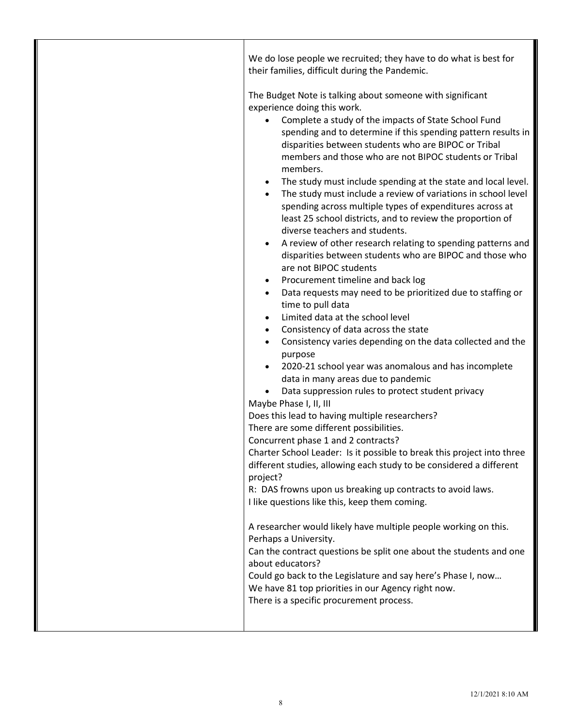| | |
|---|---|
| | We do lose people we recruited; they have to do what is best for their families, difficult during the Pandemic.<br><br>The Budget Note is talking about someone with significant experience doing this work.<br>• Complete a study of the impacts of State School Fund spending and to determine if this spending pattern results in disparities between students who are BIPOC or Tribal members and those who are not BIPOC students or Tribal members.<br>• The study must include spending at the state and local level.<br>• The study must include a review of variations in school level spending across multiple types of expenditures across at least 25 school districts, and to review the proportion of diverse teachers and students.<br>• A review of other research relating to spending patterns and disparities between students who are BIPOC and those who are not BIPOC students<br>• Procurement timeline and back log<br>• Data requests may need to be prioritized due to staffing or time to pull data<br>• Limited data at the school level<br>• Consistency of data across the state<br>• Consistency varies depending on the data collected and the purpose<br>• 2020-21 school year was anomalous and has incomplete data in many areas due to pandemic<br>• Data suppression rules to protect student privacy<br>Maybe Phase I, II, III<br>Does this lead to having multiple researchers?<br>There are some different possibilities.<br>Concurrent phase 1 and 2 contracts?<br>Charter School Leader: Is it possible to break this project into three different studies, allowing each study to be considered a different project?<br>R: DAS frowns upon us breaking up contracts to avoid laws.<br>I like questions like this, keep them coming.<br><br>A researcher would likely have multiple people working on this.<br>Perhaps a University.<br>Can the contract questions be split one about the students and one about educators?<br>Could go back to the Legislature and say here's Phase I, now…<br>We have 81 top priorities in our Agency right now.<br>There is a specific procurement process. |

12/1/2021 8:10 AM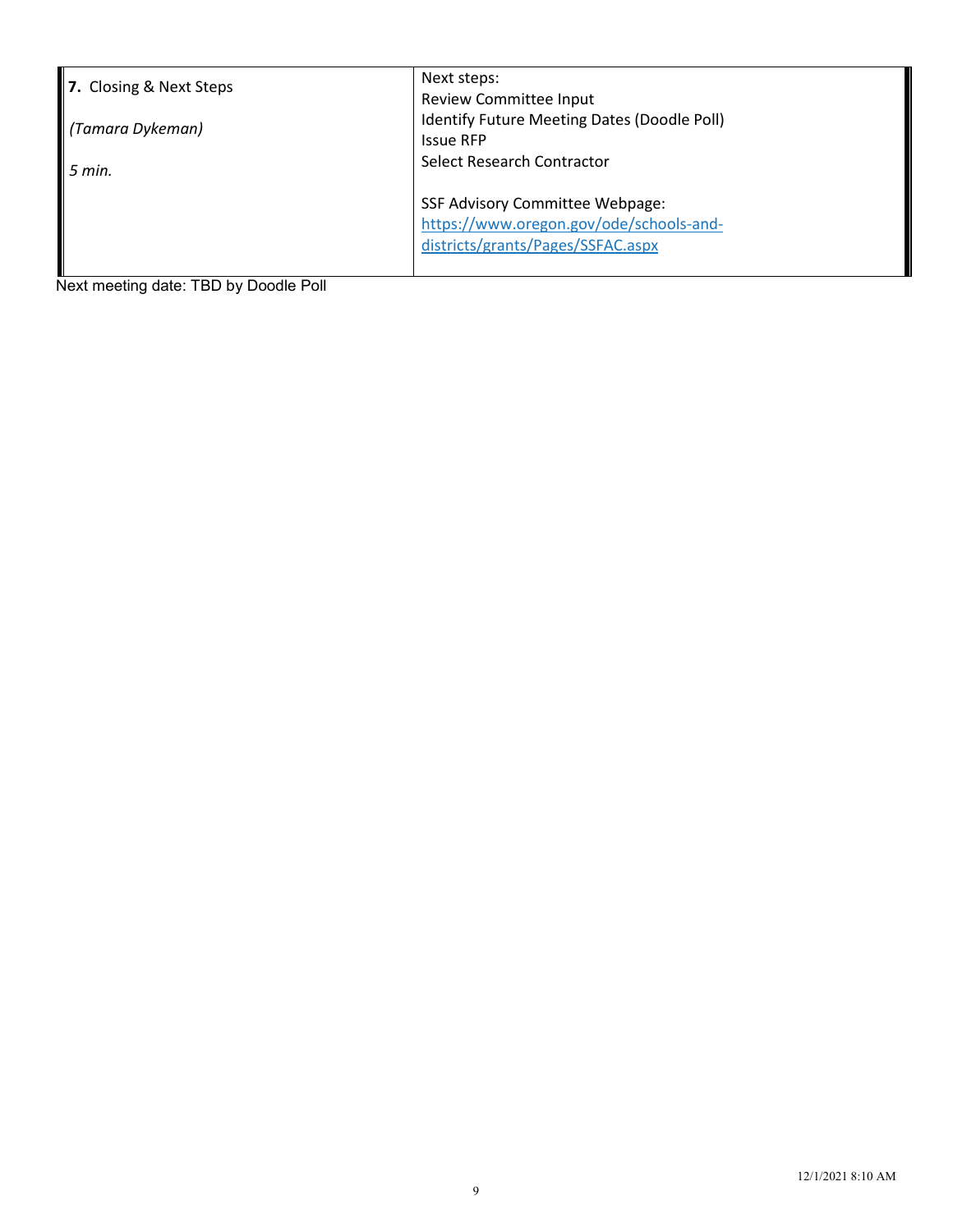| | |
|---|---|
| **7.** Closing & Next Steps<br><br>*(Tamara Dykeman)*<br><br>*5 min.* | Next steps:<br>Review Committee Input<br>Identify Future Meeting Dates (Doodle Poll)<br>Issue RFP<br>Select Research Contractor<br><br>SSF Advisory Committee Webpage:<br>[https://www.oregon.gov/ode/schools-and-districts/grants/Pages/SSFAC.aspx](https://www.oregon.gov/ode/schools-and-districts/grants/Pages/SSFAC.aspx) |

Next meeting date: TBD by Doodle Poll

12/1/2021 8:10 AM